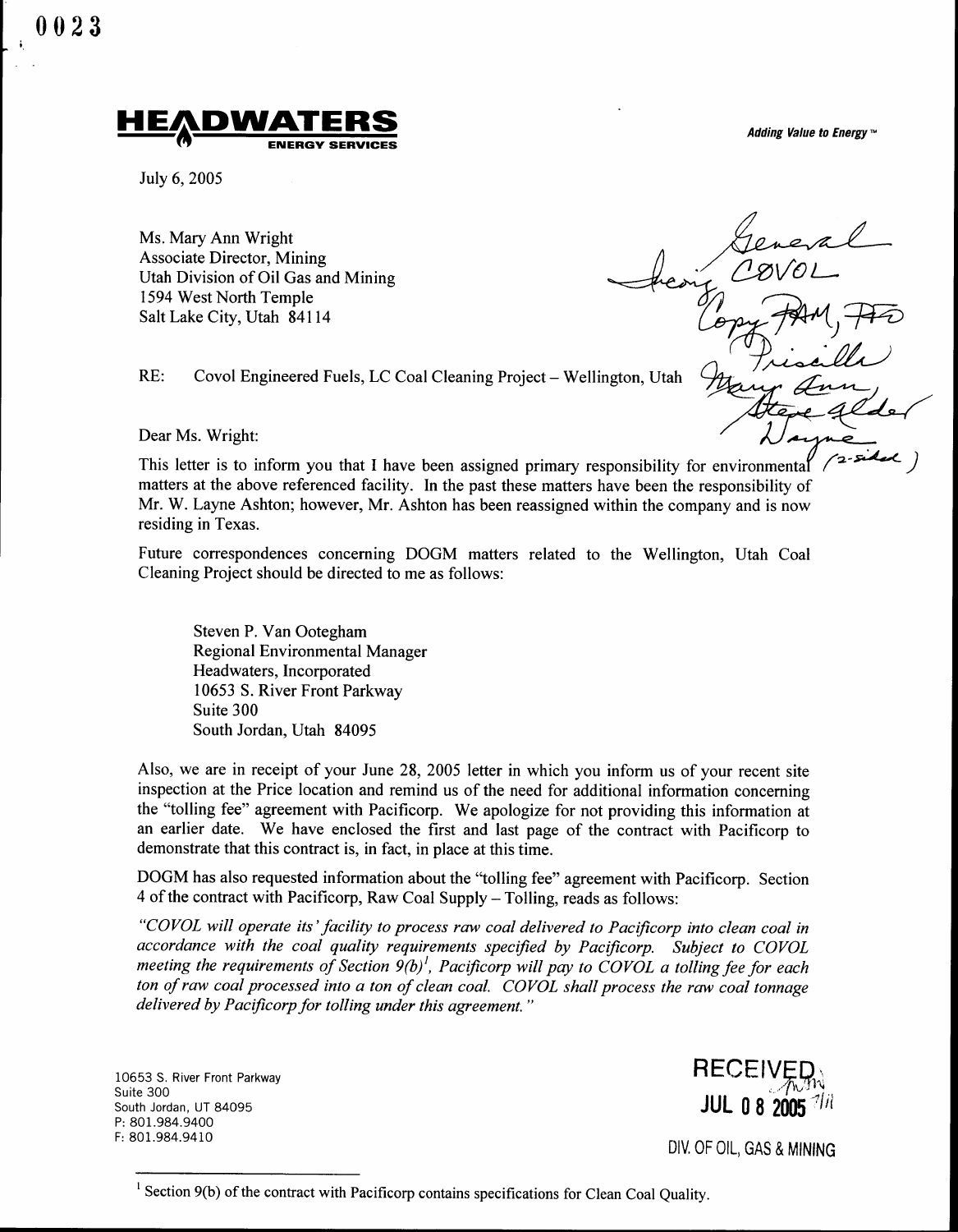0023

**HEADWATERS**
ENERGY SERVICES

*Adding Value to Energy™*

July 6, 2005

Ms. Mary Ann Wright
Associate Director, Mining
Utah Division of Oil Gas and Mining
1594 West North Temple
Salt Lake City, Utah 84114

General
Incoming COVOL
Copy PAM, PFO
Priscilla
Mary Ann,
Steve Alder
Wayne
(2-sided)

RE: Covol Engineered Fuels, LC Coal Cleaning Project – Wellington, Utah

Dear Ms. Wright:

This letter is to inform you that I have been assigned primary responsibility for environmental matters at the above referenced facility. In the past these matters have been the responsibility of Mr. W. Layne Ashton; however, Mr. Ashton has been reassigned within the company and is now residing in Texas.

Future correspondences concerning DOGM matters related to the Wellington, Utah Coal Cleaning Project should be directed to me as follows:

> Steven P. Van Ootegham
> Regional Environmental Manager
> Headwaters, Incorporated
> 10653 S. River Front Parkway
> Suite 300
> South Jordan, Utah 84095

Also, we are in receipt of your June 28, 2005 letter in which you inform us of your recent site inspection at the Price location and remind us of the need for additional information concerning the "tolling fee" agreement with Pacificorp. We apologize for not providing this information at an earlier date. We have enclosed the first and last page of the contract with Pacificorp to demonstrate that this contract is, in fact, in place at this time.

DOGM has also requested information about the "tolling fee" agreement with Pacificorp. Section 4 of the contract with Pacificorp, Raw Coal Supply – Tolling, reads as follows:

*"COVOL will operate its' facility to process raw coal delivered to Pacificorp into clean coal in accordance with the coal quality requirements specified by Pacificorp. Subject to COVOL meeting the requirements of Section 9(b)[1], Pacificorp will pay to COVOL a tolling fee for each ton of raw coal processed into a ton of clean coal. COVOL shall process the raw coal tonnage delivered by Pacificorp for tolling under this agreement."*

10653 S. River Front Parkway
Suite 300
South Jordan, UT 84095
P: 801.984.9400
F: 801.984.9410

RECEIVED
JUL 08 2005
DIV. OF OIL, GAS & MINING

[1] Section 9(b) of the contract with Pacificorp contains specifications for Clean Coal Quality.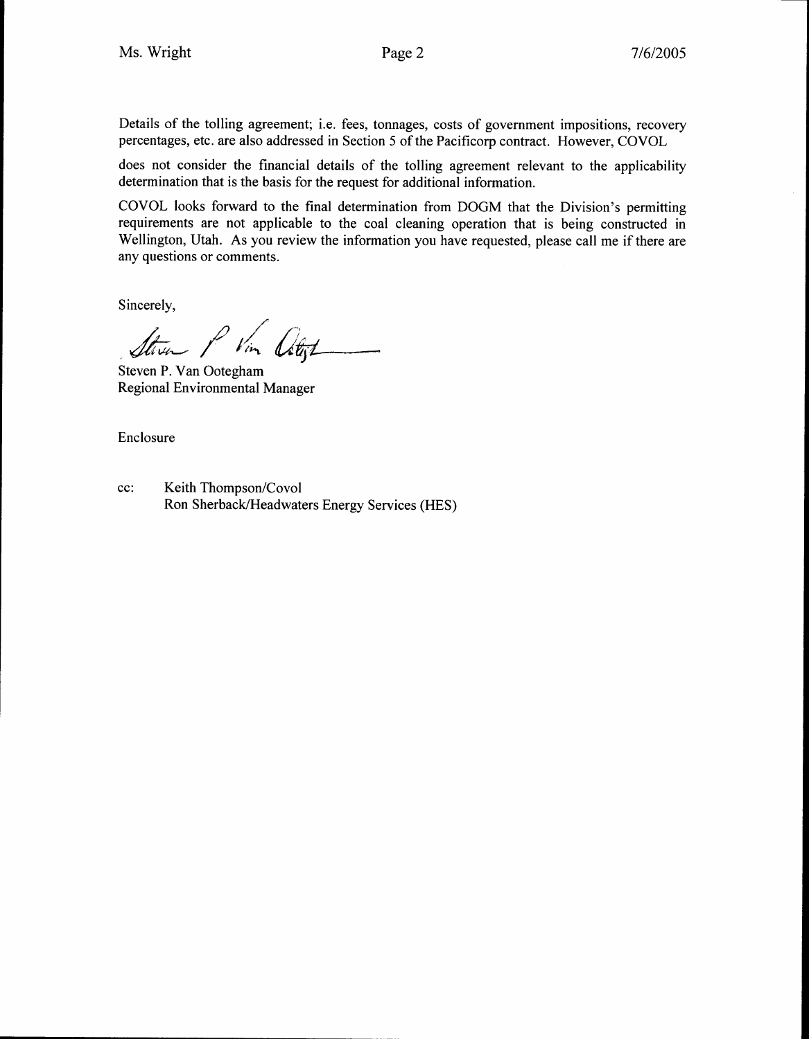Details of the tolling agreement; i.e. fees, tonnages, costs of government impositions, recovery percentages, etc. are also addressed in Section 5 of the Pacificorp contract. However, COVOL

does not consider the financial details of the tolling agreement relevant to the applicability determination that is the basis for the request for additional information.

COVOL looks forward to the final determination from DOGM that the Division's permitting requirements are not applicable to the coal cleaning operation that is being constructed in Wellington, Utah. As you review the information you have requested, please call me if there are any questions or comments.

Sincerely,

Steven P. Van Ootegham
Regional Environmental Manager

Enclosure

cc: Keith Thompson/Covol
Ron Sherback/Headwaters Energy Services (HES)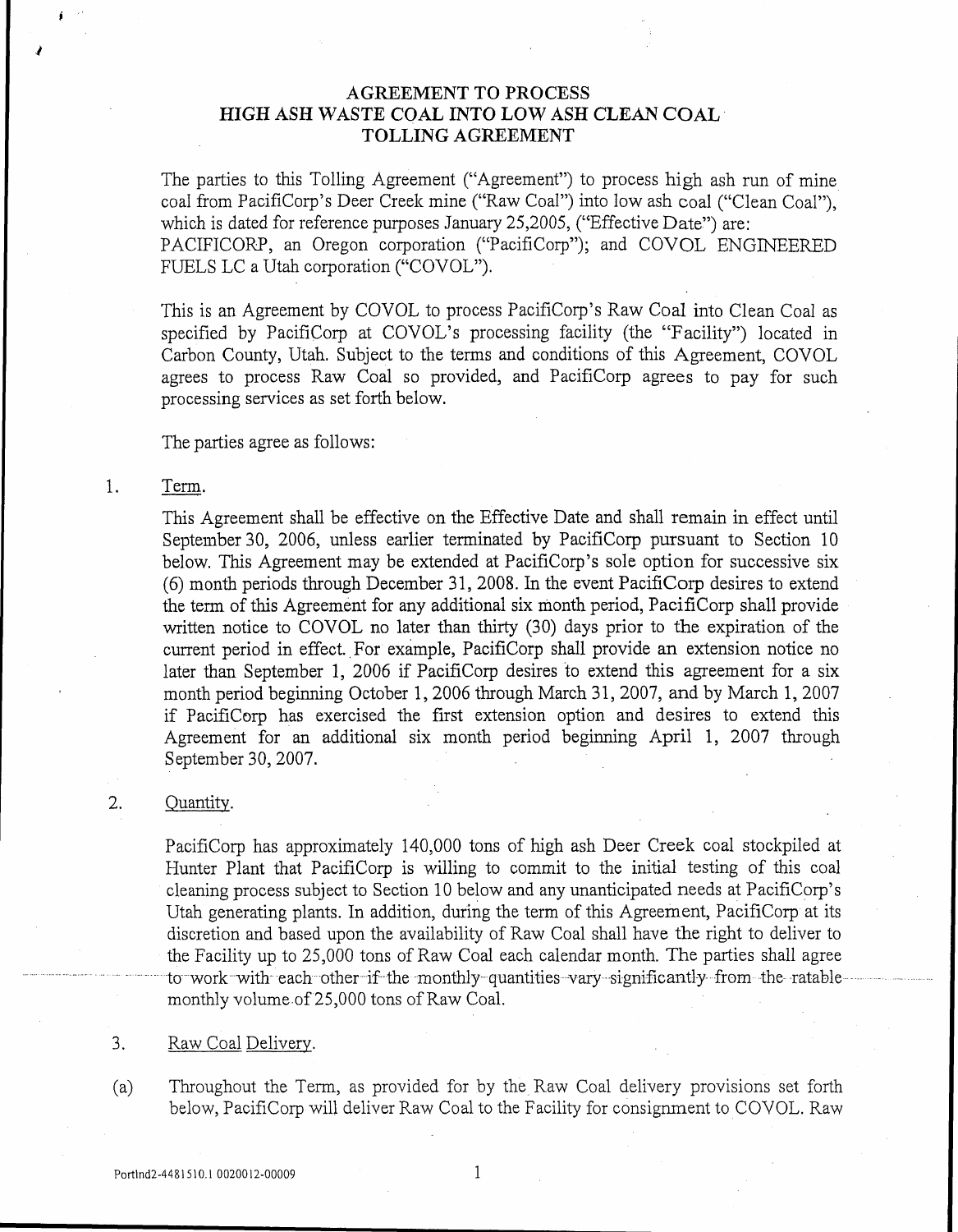# AGREEMENT TO PROCESS HIGH ASH WASTE COAL INTO LOW ASH CLEAN COAL TOLLING AGREEMENT

The parties to this Tolling Agreement ("Agreement") to process high ash run of mine coal from PacifiCorp's Deer Creek mine ("Raw Coal") into low ash coal ("Clean Coal"), which is dated for reference purposes January 25,2005, ("Effective Date") are: PACIFICORP, an Oregon corporation ("PacifiCorp"); and COVOL ENGINEERED FUELS LC a Utah corporation ("COVOL").

This is an Agreement by COVOL to process PacifiCorp's Raw Coal into Clean Coal as specified by PacifiCorp at COVOL's processing facility (the "Facility") located in Carbon County, Utah. Subject to the terms and conditions of this Agreement, COVOL agrees to process Raw Coal so provided, and PacifiCorp agrees to pay for such processing services as set forth below.

The parties agree as follows:

1. Term.

   This Agreement shall be effective on the Effective Date and shall remain in effect until September 30, 2006, unless earlier terminated by PacifiCorp pursuant to Section 10 below. This Agreement may be extended at PacifiCorp's sole option for successive six (6) month periods through December 31, 2008. In the event PacifiCorp desires to extend the term of this Agreement for any additional six month period, PacifiCorp shall provide written notice to COVOL no later than thirty (30) days prior to the expiration of the current period in effect. For example, PacifiCorp shall provide an extension notice no later than September 1, 2006 if PacifiCorp desires to extend this agreement for a six month period beginning October 1, 2006 through March 31, 2007, and by March 1, 2007 if PacifiCorp has exercised the first extension option and desires to extend this Agreement for an additional six month period beginning April 1, 2007 through September 30, 2007.

2. Quantity.

   PacifiCorp has approximately 140,000 tons of high ash Deer Creek coal stockpiled at Hunter Plant that PacifiCorp is willing to commit to the initial testing of this coal cleaning process subject to Section 10 below and any unanticipated needs at PacifiCorp's Utah generating plants. In addition, during the term of this Agreement, PacifiCorp at its discretion and based upon the availability of Raw Coal shall have the right to deliver to the Facility up to 25,000 tons of Raw Coal each calendar month. The parties shall agree to work with each other if the monthly quantities vary significantly from the ratable monthly volume of 25,000 tons of Raw Coal.

3. Raw Coal Delivery.

(a) Throughout the Term, as provided for by the Raw Coal delivery provisions set forth below, PacifiCorp will deliver Raw Coal to the Facility for consignment to COVOL. Raw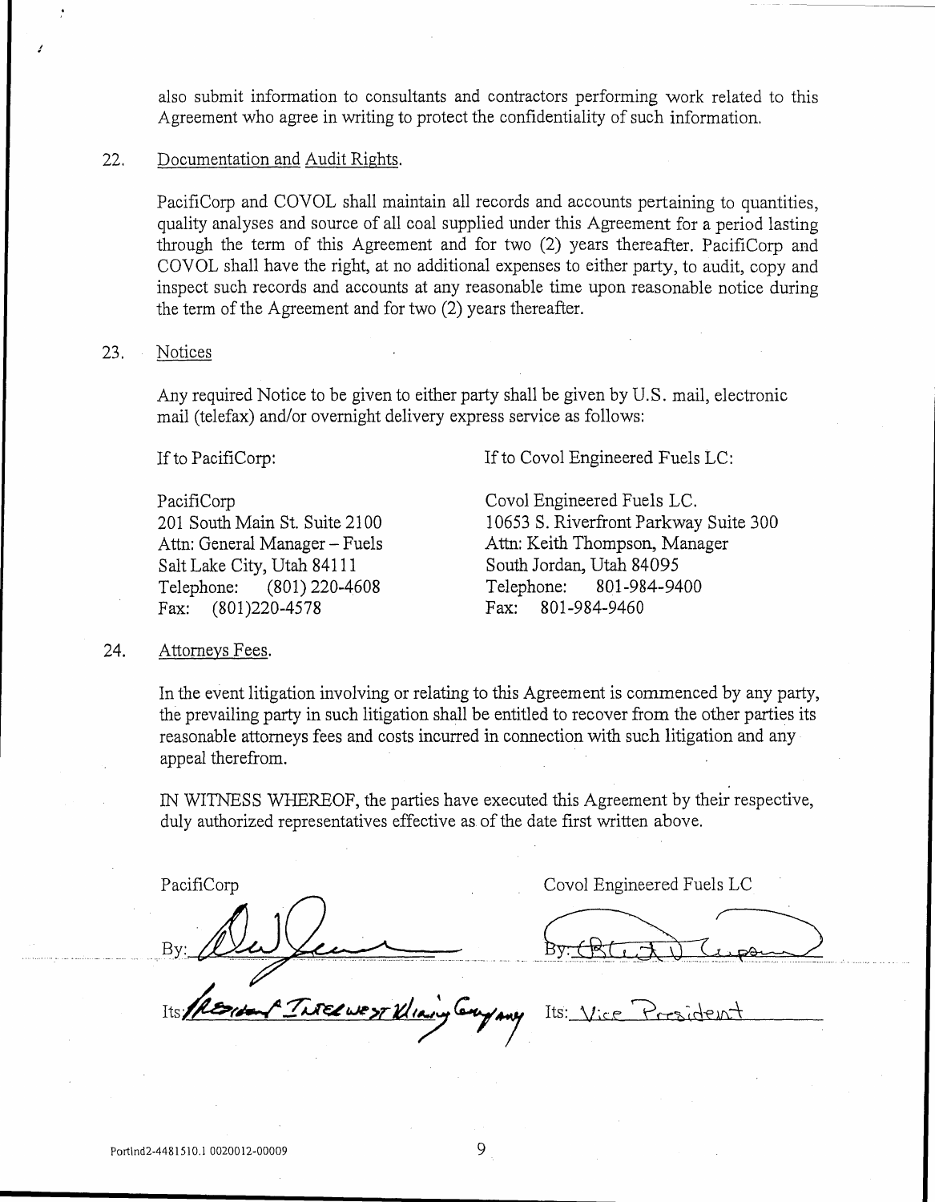also submit information to consultants and contractors performing work related to this Agreement who agree in writing to protect the confidentiality of such information.

22. Documentation and Audit Rights.

PacifiCorp and COVOL shall maintain all records and accounts pertaining to quantities, quality analyses and source of all coal supplied under this Agreement for a period lasting through the term of this Agreement and for two (2) years thereafter. PacifiCorp and COVOL shall have the right, at no additional expenses to either party, to audit, copy and inspect such records and accounts at any reasonable time upon reasonable notice during the term of the Agreement and for two (2) years thereafter.

23. Notices

Any required Notice to be given to either party shall be given by U.S. mail, electronic mail (telefax) and/or overnight delivery express service as follows:

If to PacifiCorp:

PacifiCorp
201 South Main St. Suite 2100
Attn: General Manager – Fuels
Salt Lake City, Utah 84111
Telephone: (801) 220-4608
Fax: (801)220-4578

If to Covol Engineered Fuels LC:

Covol Engineered Fuels LC.
10653 S. Riverfront Parkway Suite 300
Attn: Keith Thompson, Manager
South Jordan, Utah 84095
Telephone: 801-984-9400
Fax: 801-984-9460

24. Attorneys Fees.

In the event litigation involving or relating to this Agreement is commenced by any party, the prevailing party in such litigation shall be entitled to recover from the other parties its reasonable attorneys fees and costs incurred in connection with such litigation and any appeal therefrom.

IN WITNESS WHEREOF, the parties have executed this Agreement by their respective, duly authorized representatives effective as of the date first written above.

PacifiCorp

By: [signature]

Its: President Interwest Mining Company

Covol Engineered Fuels LC

By: [signature]

Its: Vice President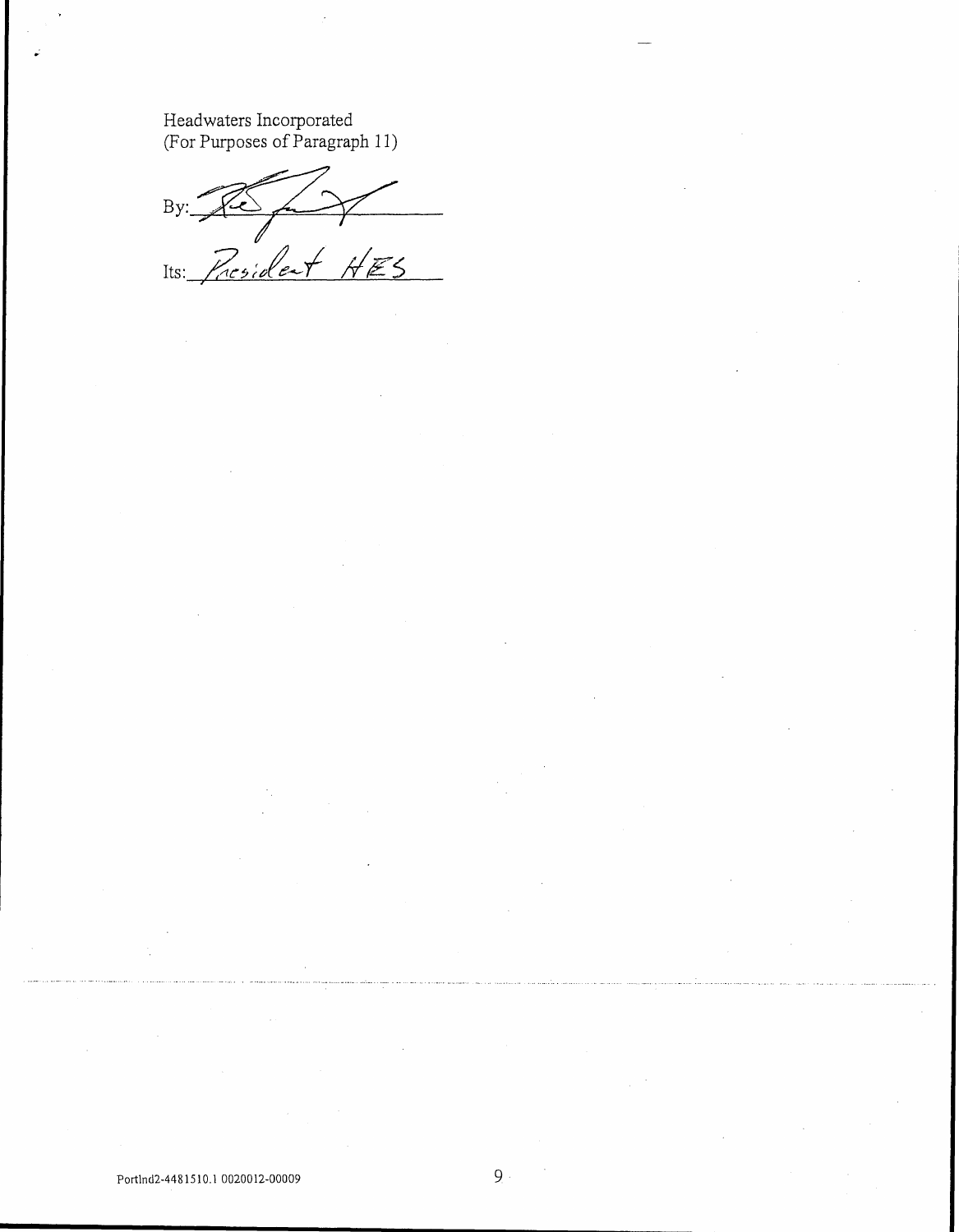Headwaters Incorporated
(For Purposes of Paragraph 11)

By: ______________________

Its: President HES

Portlnd2-4481510.1 0020012-00009